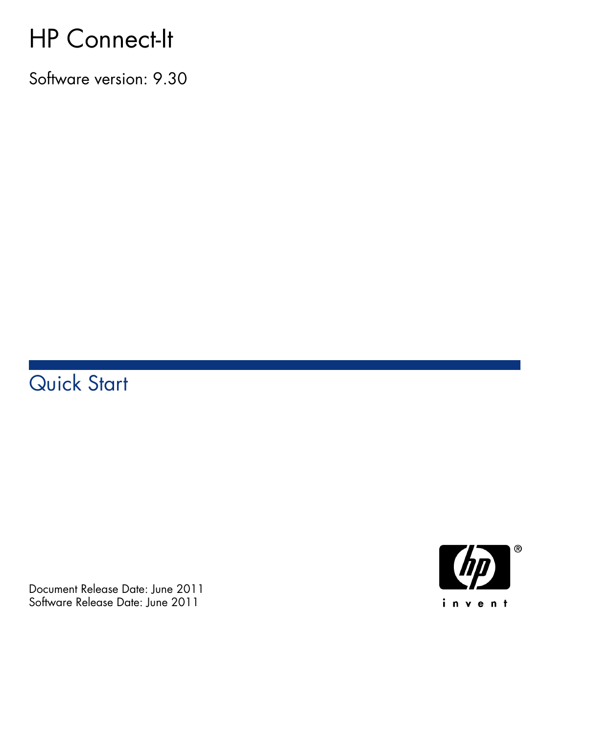# HP Connect-It

Software version: 9.30

## Quick Start

Document Release Date: June 2011
Software Release Date: June 2011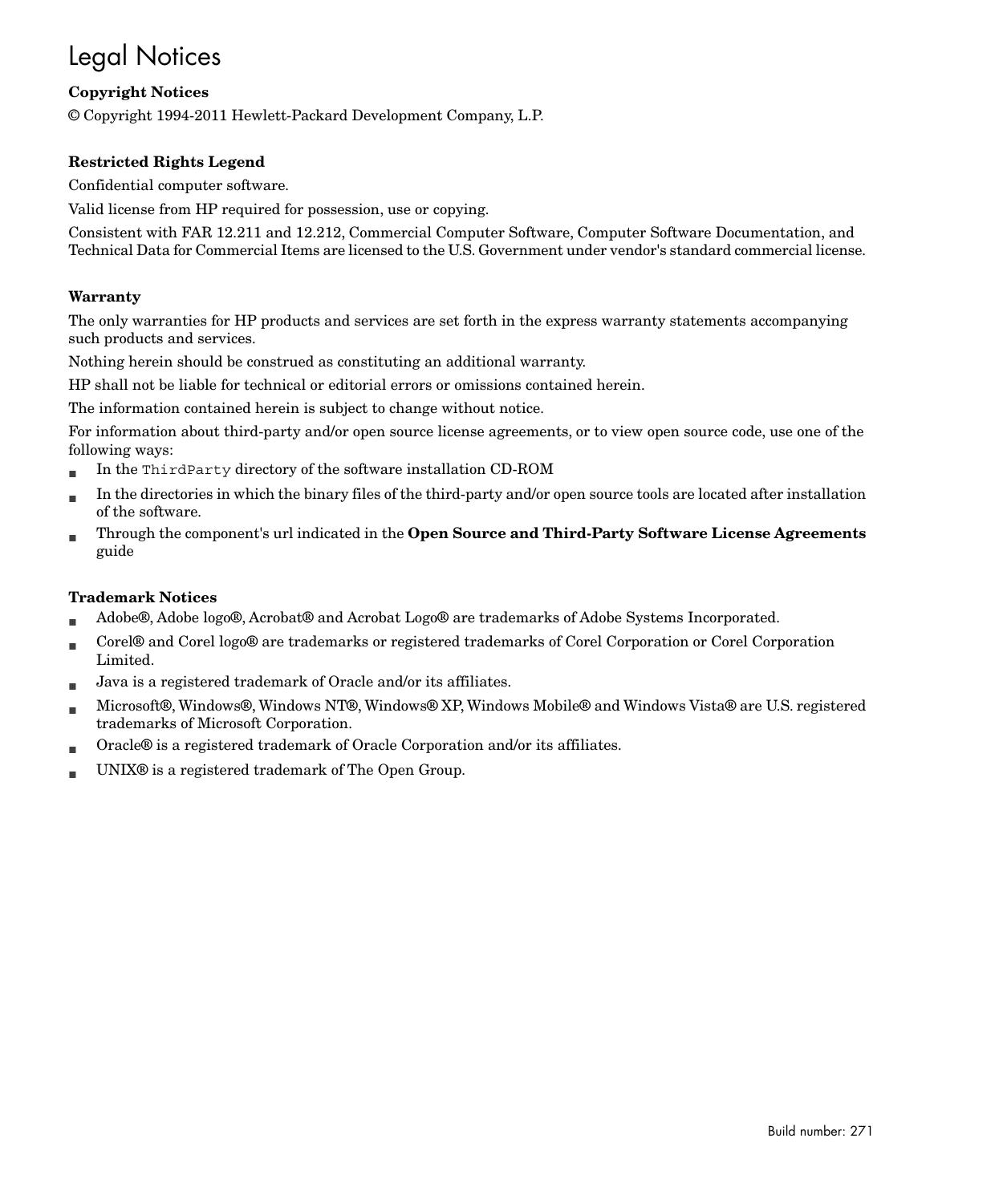# Legal Notices

**Copyright Notices**

© Copyright 1994-2011 Hewlett-Packard Development Company, L.P.

**Restricted Rights Legend**

Confidential computer software.

Valid license from HP required for possession, use or copying.

Consistent with FAR 12.211 and 12.212, Commercial Computer Software, Computer Software Documentation, and Technical Data for Commercial Items are licensed to the U.S. Government under vendor's standard commercial license.

**Warranty**

The only warranties for HP products and services are set forth in the express warranty statements accompanying such products and services.

Nothing herein should be construed as constituting an additional warranty.

HP shall not be liable for technical or editorial errors or omissions contained herein.

The information contained herein is subject to change without notice.

For information about third-party and/or open source license agreements, or to view open source code, use one of the following ways:

- In the `ThirdParty` directory of the software installation CD-ROM
- In the directories in which the binary files of the third-party and/or open source tools are located after installation of the software.
- Through the component's url indicated in the **Open Source and Third-Party Software License Agreements** guide

**Trademark Notices**

- Adobe®, Adobe logo®, Acrobat® and Acrobat Logo® are trademarks of Adobe Systems Incorporated.
- Corel® and Corel logo® are trademarks or registered trademarks of Corel Corporation or Corel Corporation Limited.
- Java is a registered trademark of Oracle and/or its affiliates.
- Microsoft®, Windows®, Windows NT®, Windows® XP, Windows Mobile® and Windows Vista® are U.S. registered trademarks of Microsoft Corporation.
- Oracle® is a registered trademark of Oracle Corporation and/or its affiliates.
- UNIX® is a registered trademark of The Open Group.

Build number: 271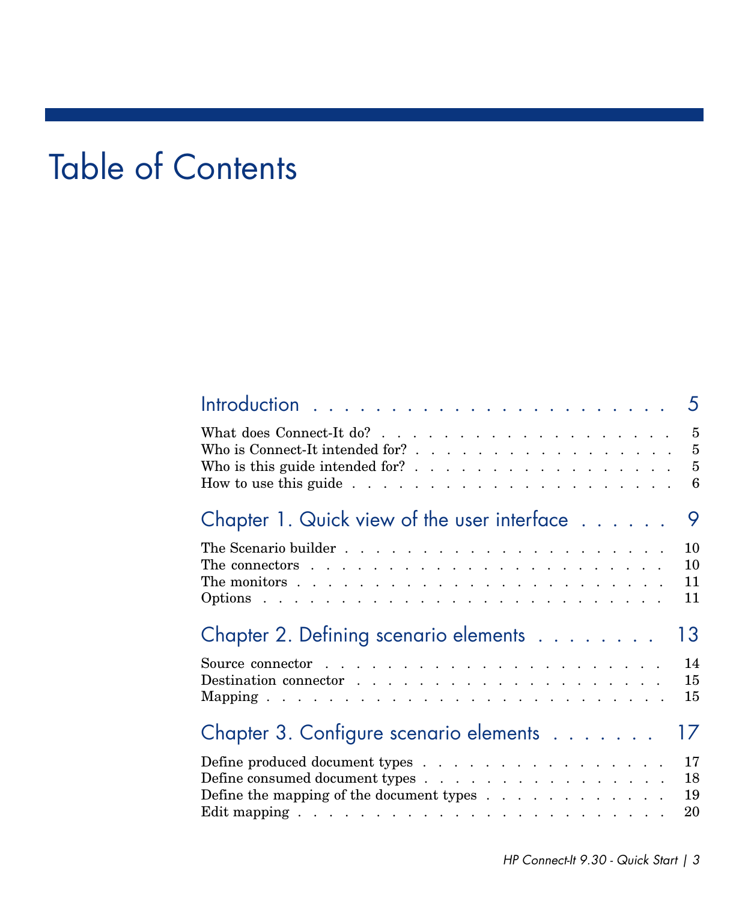# Table of Contents

| | |
|---|---|
| **Introduction** | **5** |
| What does Connect-It do? | 5 |
| Who is Connect-It intended for? | 5 |
| Who is this guide intended for? | 5 |
| How to use this guide | 6 |
| **Chapter 1. Quick view of the user interface** | **9** |
| The Scenario builder | 10 |
| The connectors | 10 |
| The monitors | 11 |
| Options | 11 |
| **Chapter 2. Defining scenario elements** | **13** |
| Source connector | 14 |
| Destination connector | 15 |
| Mapping | 15 |
| **Chapter 3. Configure scenario elements** | **17** |
| Define produced document types | 17 |
| Define consumed document types | 18 |
| Define the mapping of the document types | 19 |
| Edit mapping | 20 |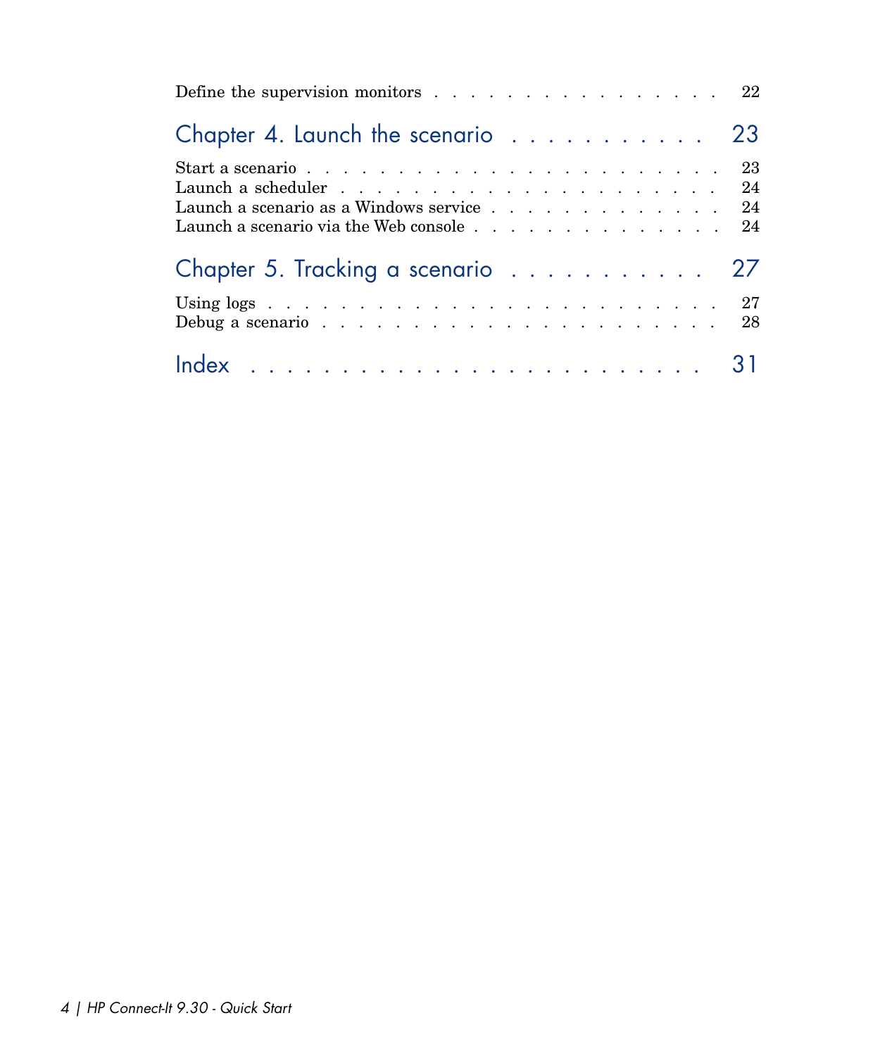Define the supervision monitors . . . . . . . . . . . . . . . . . . 22

## Chapter 4. Launch the scenario . . . . . . . . . . . 23

Start a scenario . . . . . . . . . . . . . . . . . . . . . . . . . 23
Launch a scheduler . . . . . . . . . . . . . . . . . . . . . . . 24
Launch a scenario as a Windows service . . . . . . . . . . . . . . 24
Launch a scenario via the Web console . . . . . . . . . . . . . . . 24

## Chapter 5. Tracking a scenario . . . . . . . . . . . 27

Using logs . . . . . . . . . . . . . . . . . . . . . . . . . . 27
Debug a scenario . . . . . . . . . . . . . . . . . . . . . . . 28

## Index . . . . . . . . . . . . . . . . . . . . . . . 31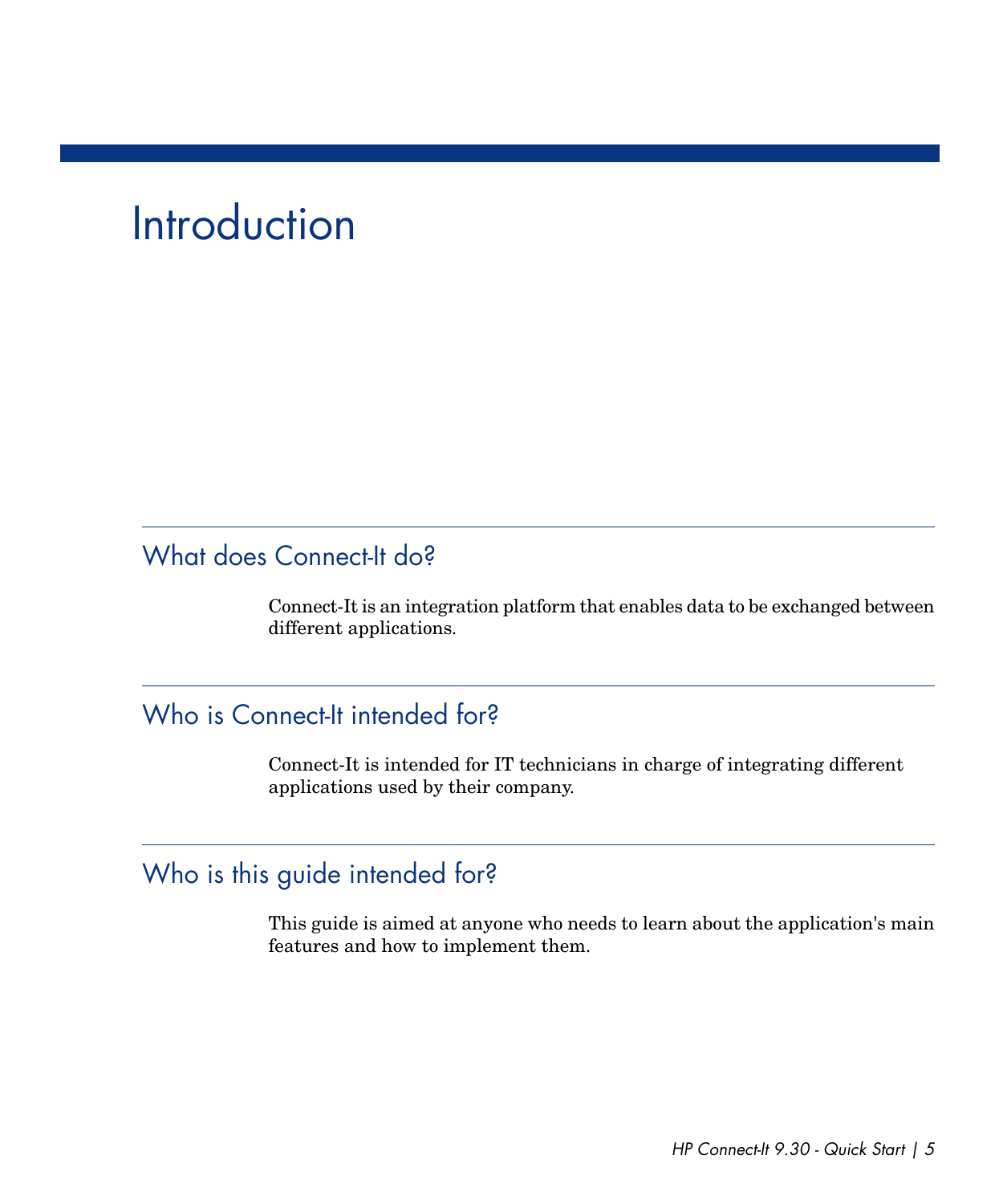# Introduction

## What does Connect-It do?

Connect-It is an integration platform that enables data to be exchanged between different applications.

## Who is Connect-It intended for?

Connect-It is intended for IT technicians in charge of integrating different applications used by their company.

## Who is this guide intended for?

This guide is aimed at anyone who needs to learn about the application's main features and how to implement them.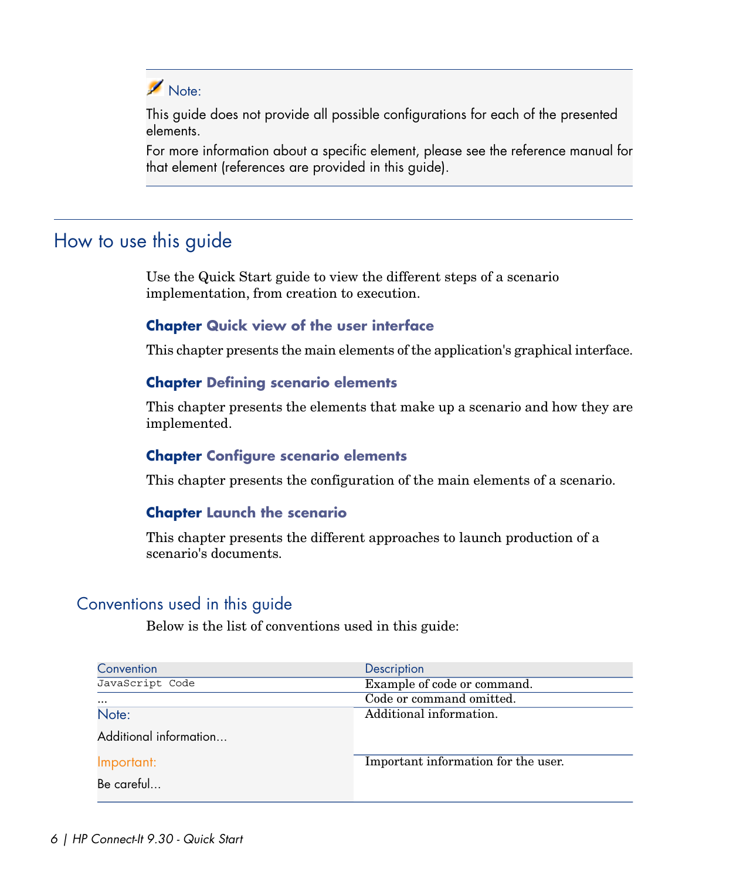> **Note:**
>
> This guide does not provide all possible configurations for each of the presented elements.
>
> For more information about a specific element, please see the reference manual for that element (references are provided in this guide).

## How to use this guide

Use the Quick Start guide to view the different steps of a scenario implementation, from creation to execution.

#### Chapter Quick view of the user interface

This chapter presents the main elements of the application's graphical interface.

#### Chapter Defining scenario elements

This chapter presents the elements that make up a scenario and how they are implemented.

#### Chapter Configure scenario elements

This chapter presents the configuration of the main elements of a scenario.

#### Chapter Launch the scenario

This chapter presents the different approaches to launch production of a scenario's documents.

### Conventions used in this guide

Below is the list of conventions used in this guide:

| Convention | Description |
|---|---|
| `JavaScript Code` | Example of code or command. |
| ... | Code or command omitted. |
| Note: Additional information... | Additional information. |
| Important: Be careful... | Important information for the user. |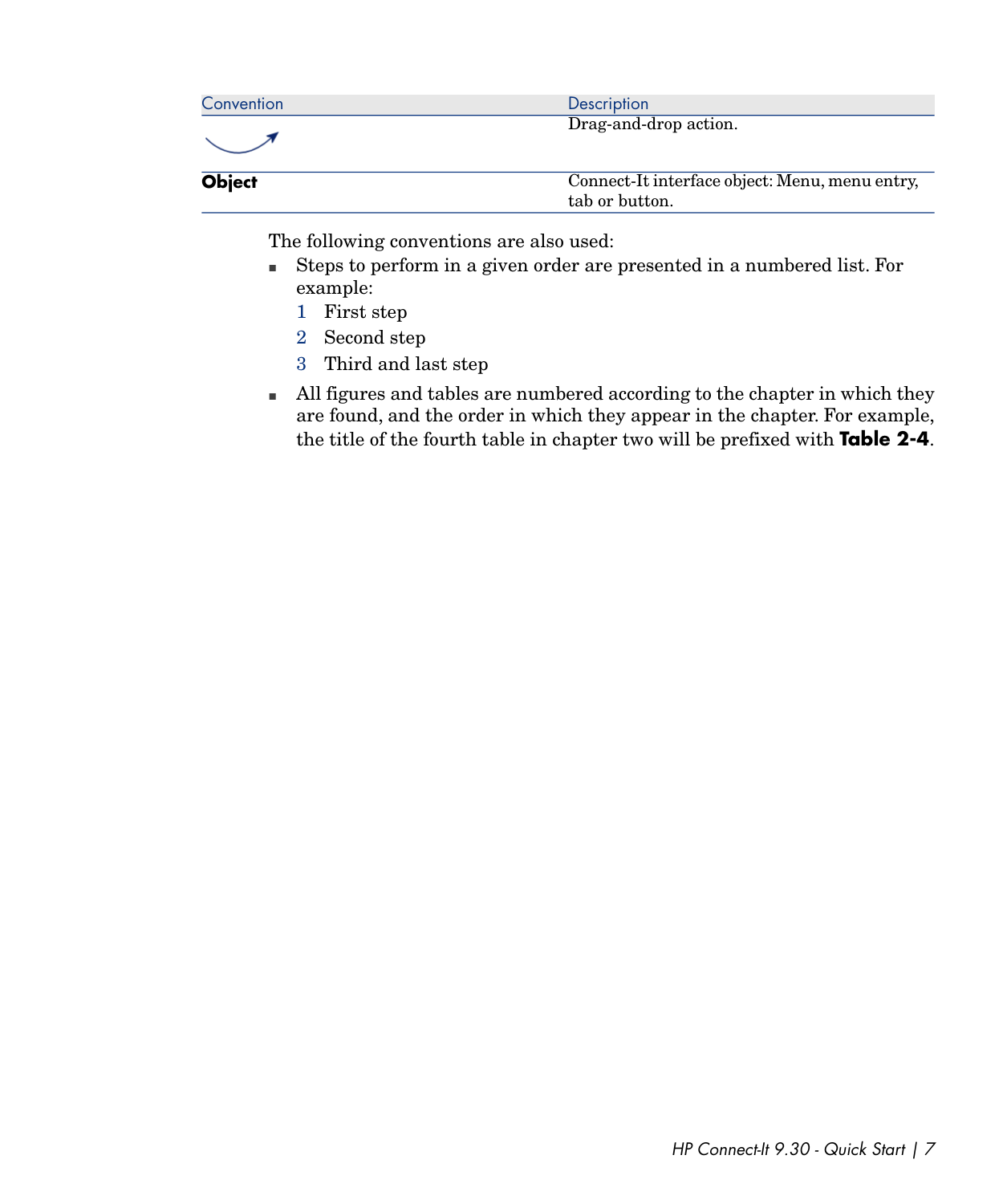| Convention | Description |
| --- | --- |
| (drag-and-drop arrow symbol) | Drag-and-drop action. |
| **Object** | Connect-It interface object: Menu, menu entry, tab or button. |

The following conventions are also used:

- Steps to perform in a given order are presented in a numbered list. For example:
  1. First step
  2. Second step
  3. Third and last step
- All figures and tables are numbered according to the chapter in which they are found, and the order in which they appear in the chapter. For example, the title of the fourth table in chapter two will be prefixed with **Table 2-4**.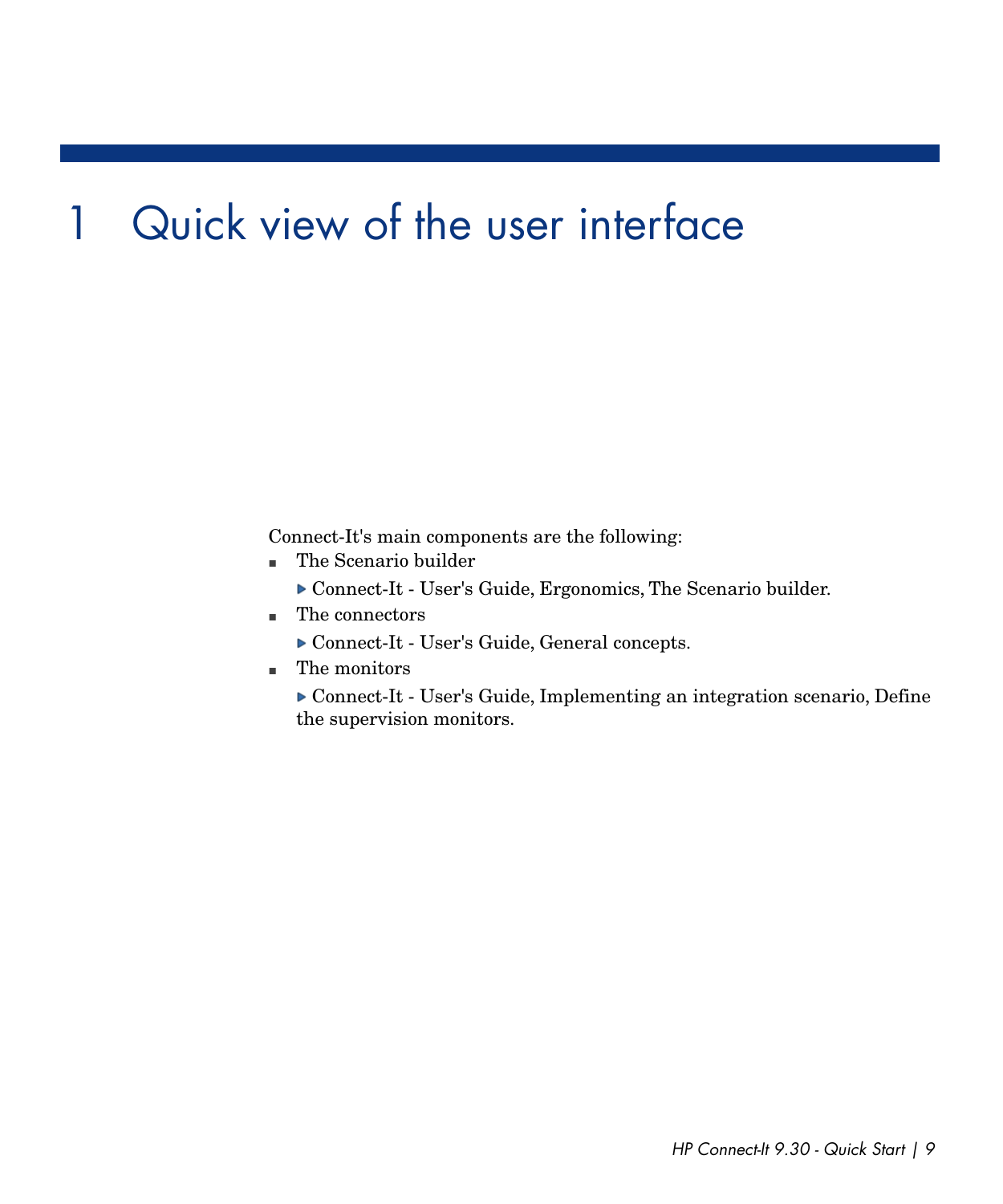# 1 Quick view of the user interface

Connect-It's main components are the following:

- The Scenario builder

  ▶ Connect-It - User's Guide, Ergonomics, The Scenario builder.

- The connectors

  ▶ Connect-It - User's Guide, General concepts.

- The monitors

  ▶ Connect-It - User's Guide, Implementing an integration scenario, Define the supervision monitors.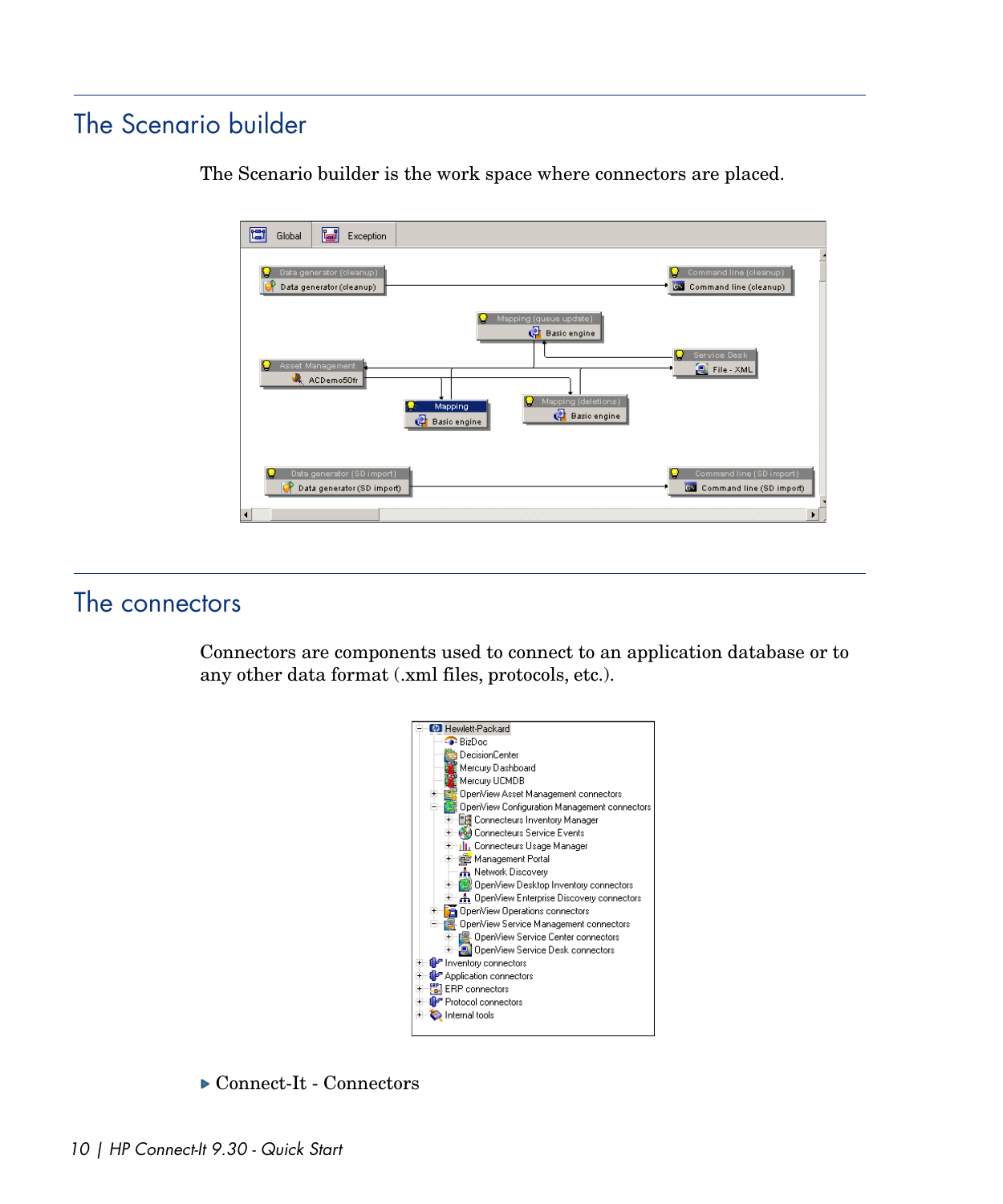## The Scenario builder

The Scenario builder is the work space where connectors are placed.

## The connectors

Connectors are components used to connect to an application database or to any other data format (.xml files, protocols, etc.).

▶ Connect-It - Connectors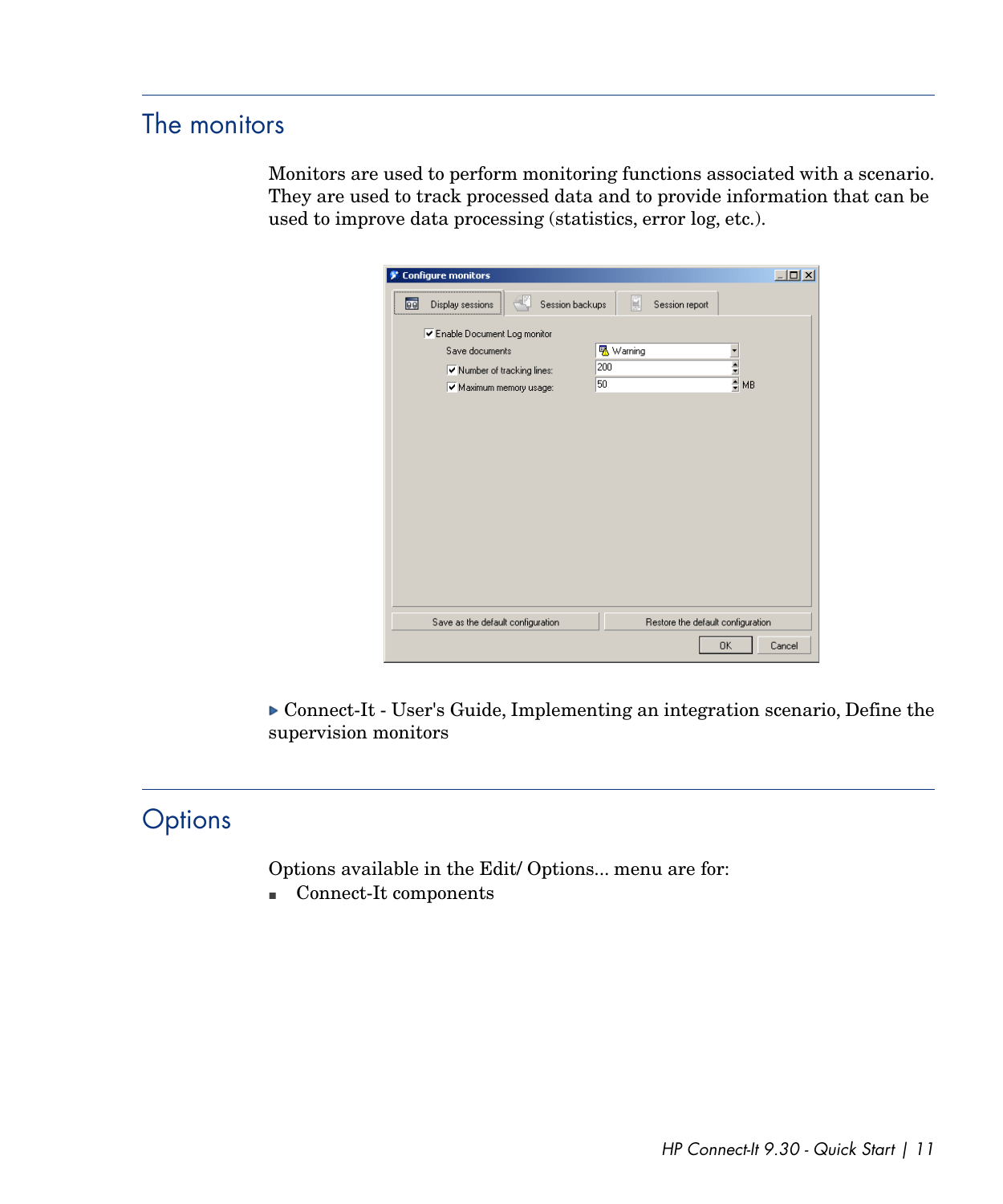## The monitors

Monitors are used to perform monitoring functions associated with a scenario. They are used to track processed data and to provide information that can be used to improve data processing (statistics, error log, etc.).

▶ Connect-It - User's Guide, Implementing an integration scenario, Define the supervision monitors

## Options

Options available in the Edit/ Options... menu are for:

- Connect-It components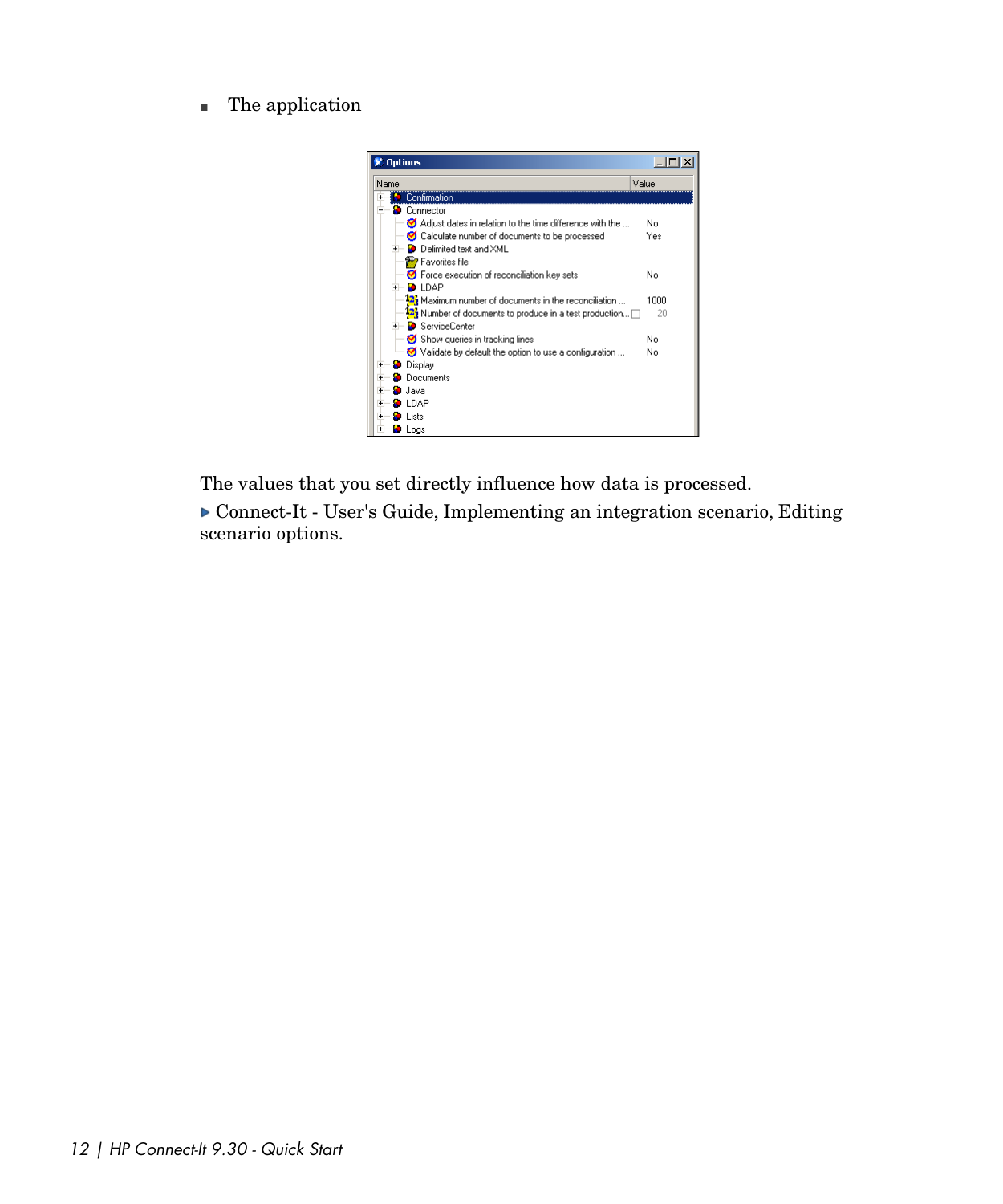- The application

The values that you set directly influence how data is processed.

▶ Connect-It - User's Guide, Implementing an integration scenario, Editing scenario options.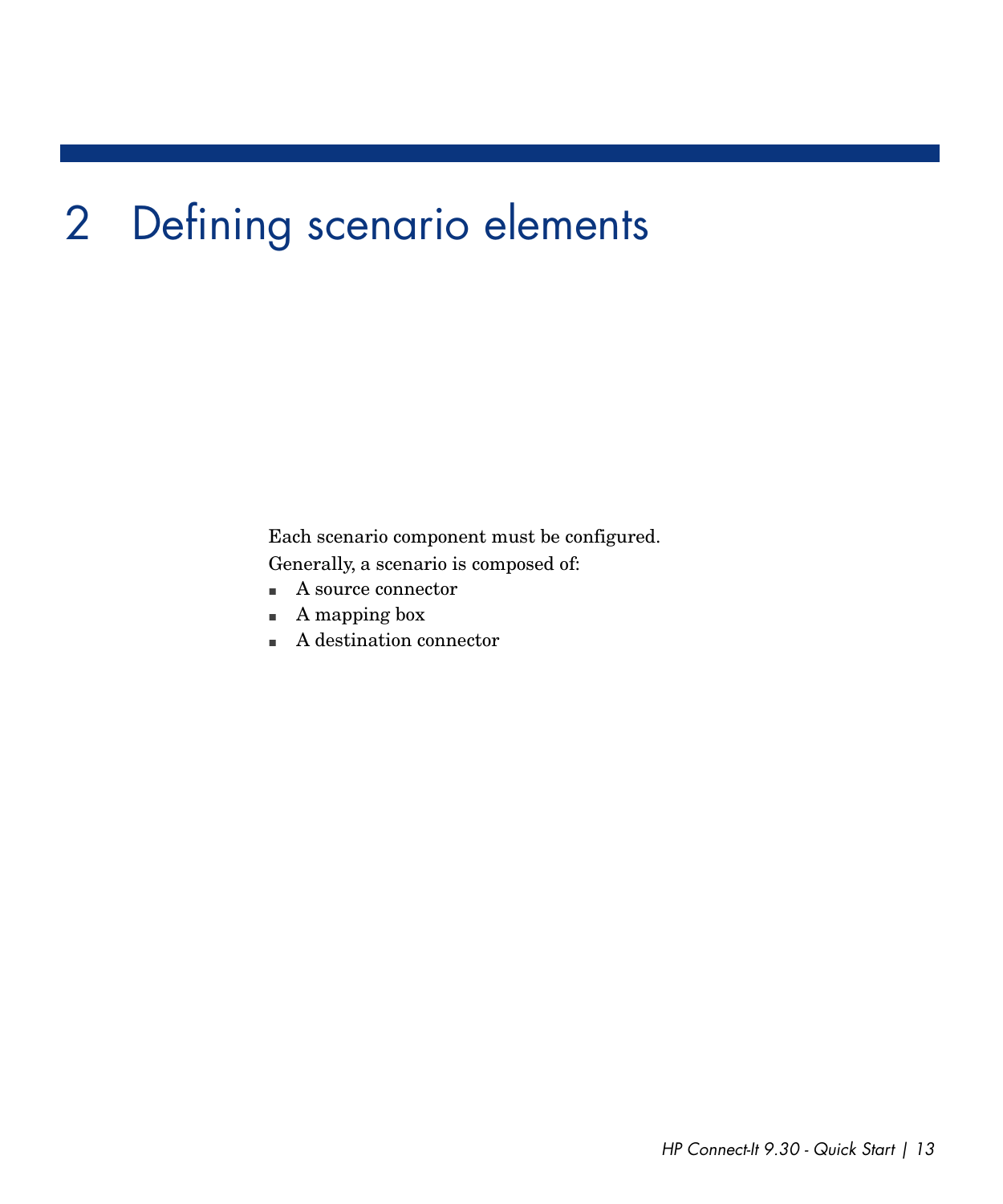# 2 Defining scenario elements

Each scenario component must be configured.

Generally, a scenario is composed of:

- A source connector
- A mapping box
- A destination connector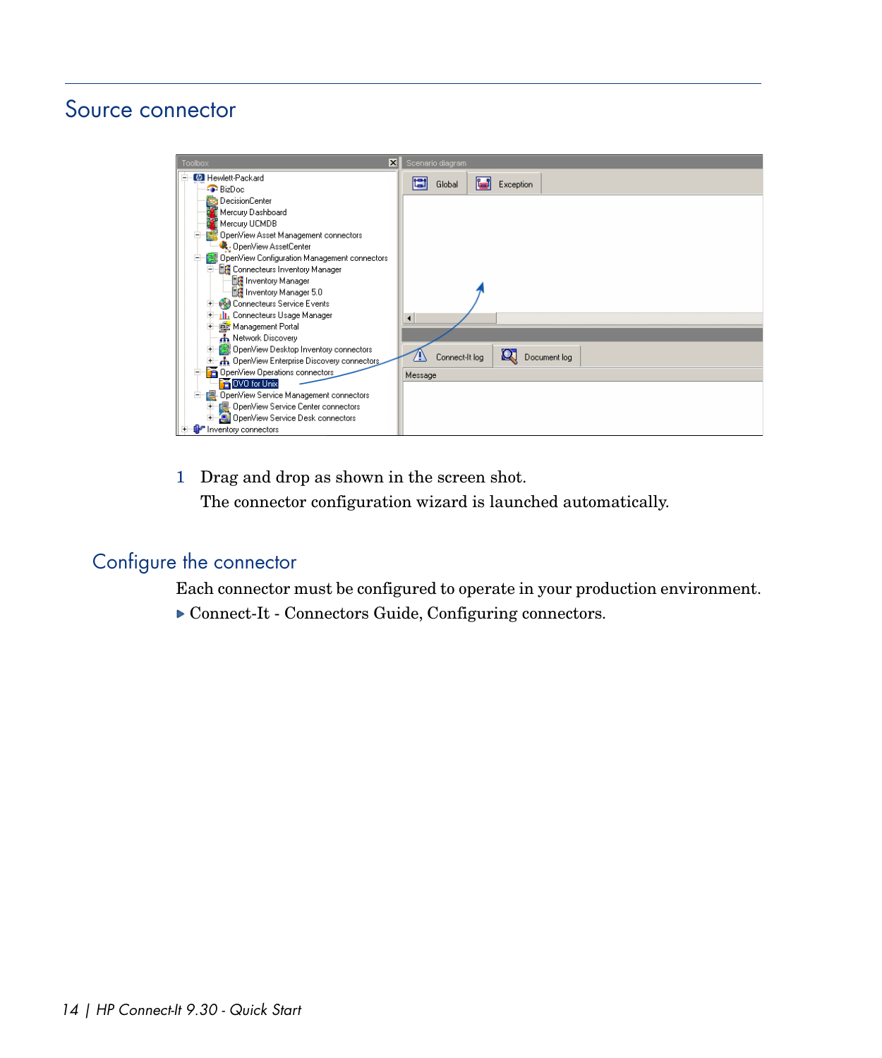## Source connector

1. Drag and drop as shown in the screen shot.

   The connector configuration wizard is launched automatically.

### Configure the connector

Each connector must be configured to operate in your production environment.

▶ Connect-It - Connectors Guide, Configuring connectors.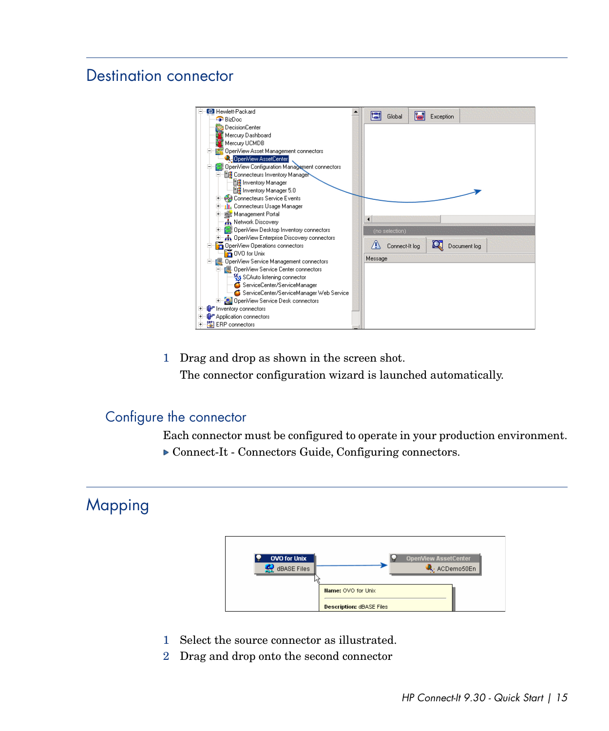# Destination connector

1 Drag and drop as shown in the screen shot.

  The connector configuration wizard is launched automatically.

## Configure the connector

Each connector must be configured to operate in your production environment.

▶ Connect-It - Connectors Guide, Configuring connectors.

# Mapping

1 Select the source connector as illustrated.
2 Drag and drop onto the second connector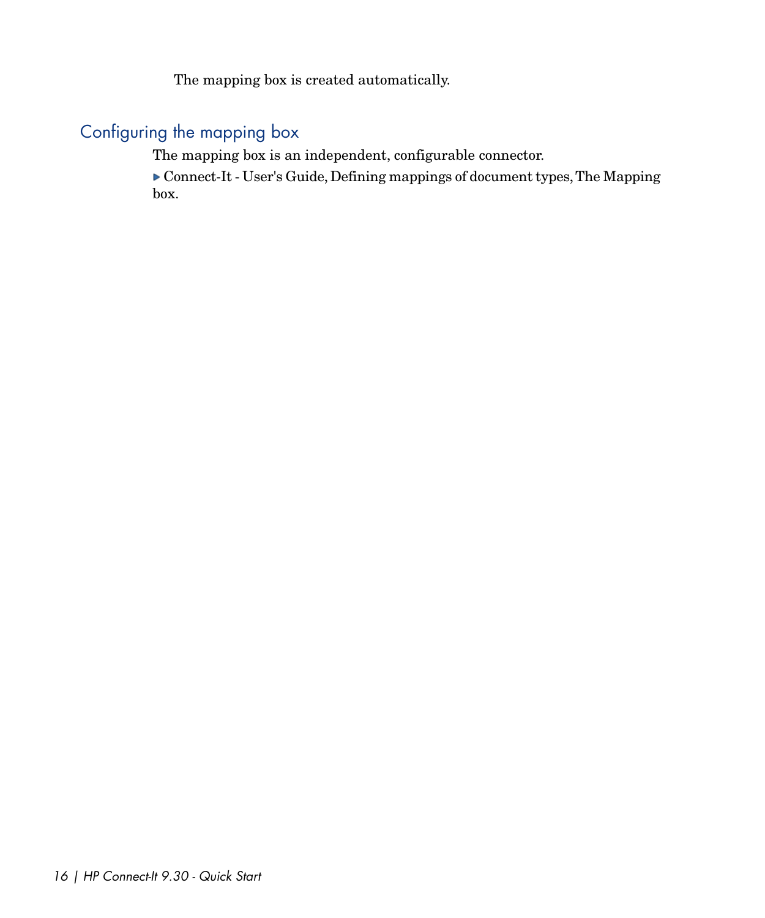The mapping box is created automatically.

## Configuring the mapping box

The mapping box is an independent, configurable connector.

▶ Connect-It - User's Guide, Defining mappings of document types, The Mapping box.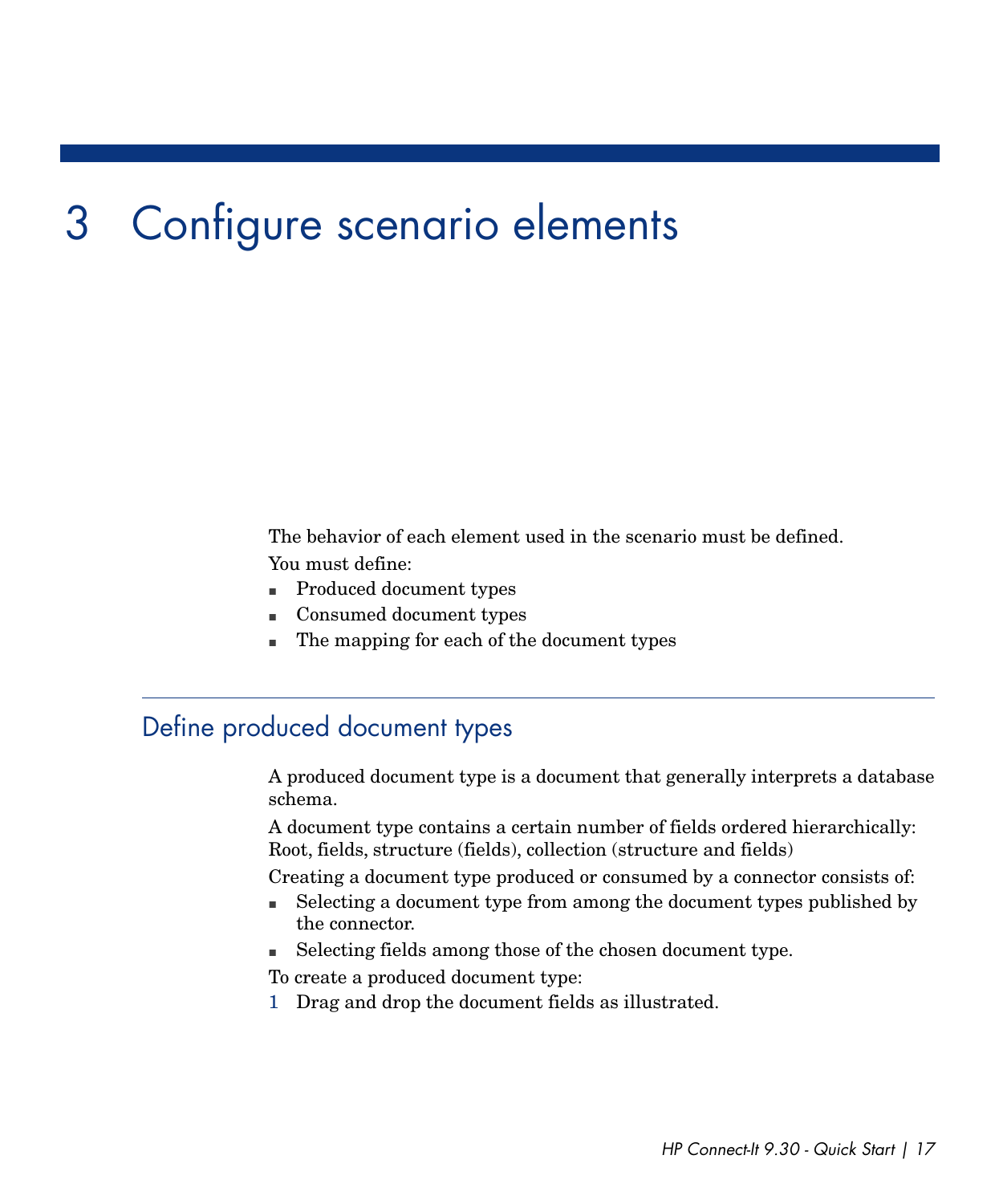# 3 Configure scenario elements

The behavior of each element used in the scenario must be defined.

You must define:

- Produced document types
- Consumed document types
- The mapping for each of the document types

## Define produced document types

A produced document type is a document that generally interprets a database schema.

A document type contains a certain number of fields ordered hierarchically: Root, fields, structure (fields), collection (structure and fields)

Creating a document type produced or consumed by a connector consists of:

- Selecting a document type from among the document types published by the connector.
- Selecting fields among those of the chosen document type.

To create a produced document type:

1 Drag and drop the document fields as illustrated.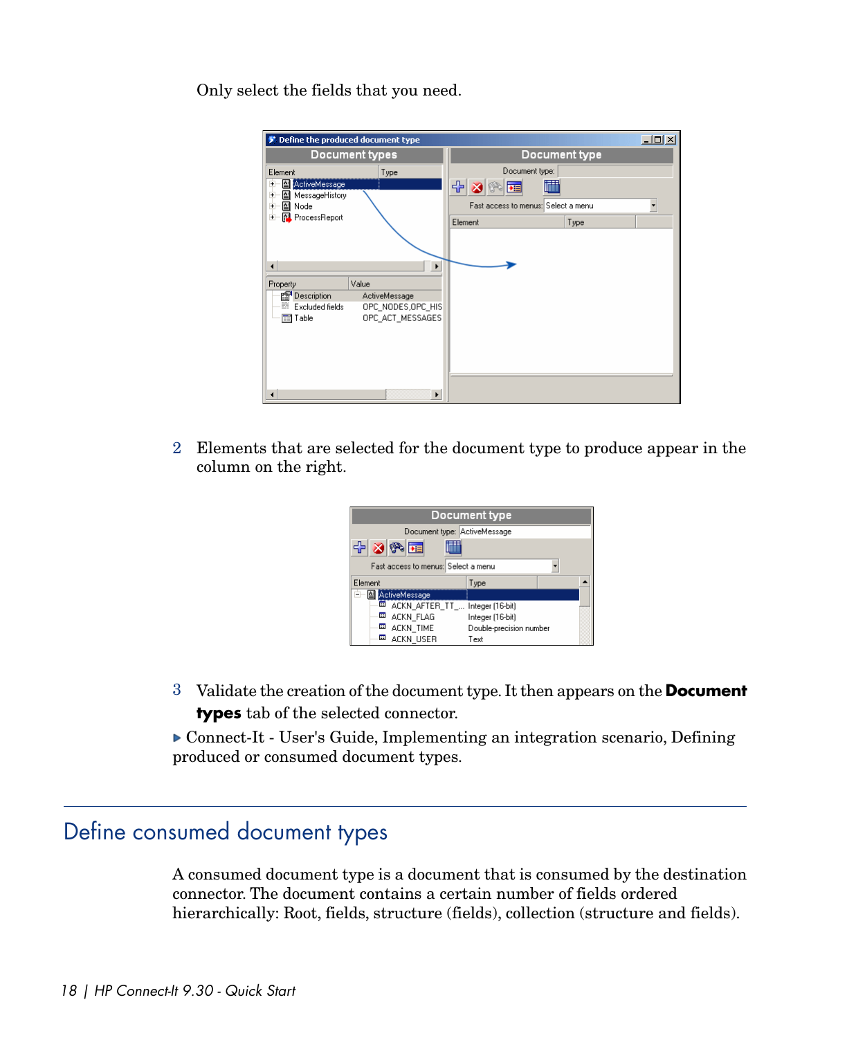Only select the fields that you need.

2 Elements that are selected for the document type to produce appear in the column on the right.

3 Validate the creation of the document type. It then appears on the **Document types** tab of the selected connector.

▶ Connect-It - User's Guide, Implementing an integration scenario, Defining produced or consumed document types.

## Define consumed document types

A consumed document type is a document that is consumed by the destination connector. The document contains a certain number of fields ordered hierarchically: Root, fields, structure (fields), collection (structure and fields).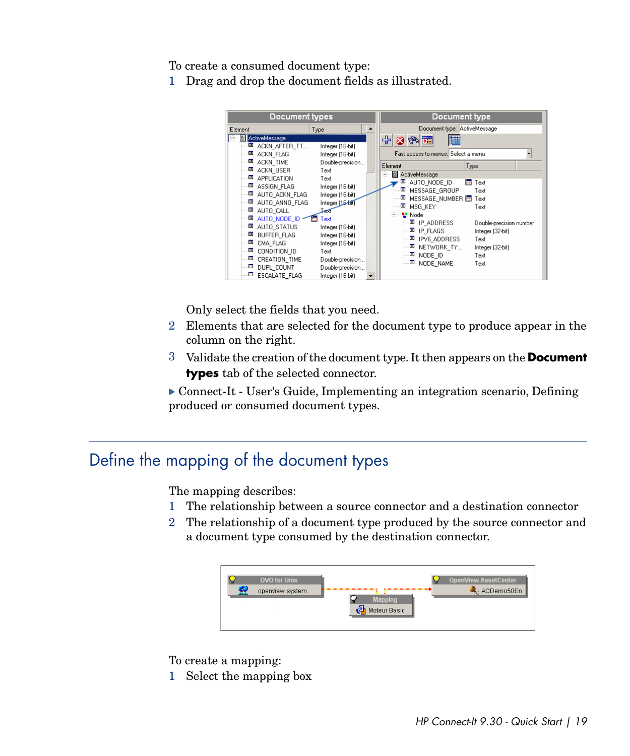To create a consumed document type:

1 Drag and drop the document fields as illustrated.

Only select the fields that you need.

2 Elements that are selected for the document type to produce appear in the column on the right.

3 Validate the creation of the document type. It then appears on the **Document types** tab of the selected connector.

▶ Connect-It - User's Guide, Implementing an integration scenario, Defining produced or consumed document types.

## Define the mapping of the document types

The mapping describes:

1 The relationship between a source connector and a destination connector

2 The relationship of a document type produced by the source connector and a document type consumed by the destination connector.

To create a mapping:

1 Select the mapping box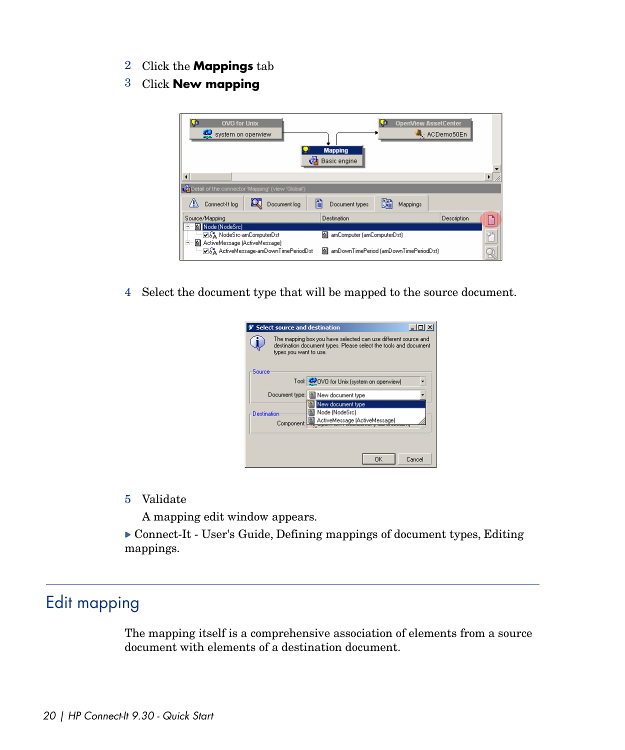2 Click the **Mappings** tab

3 Click **New mapping**

4 Select the document type that will be mapped to the source document.

5 Validate

A mapping edit window appears.

▶ Connect-It - User's Guide, Defining mappings of document types, Editing mappings.

## Edit mapping

The mapping itself is a comprehensive association of elements from a source document with elements of a destination document.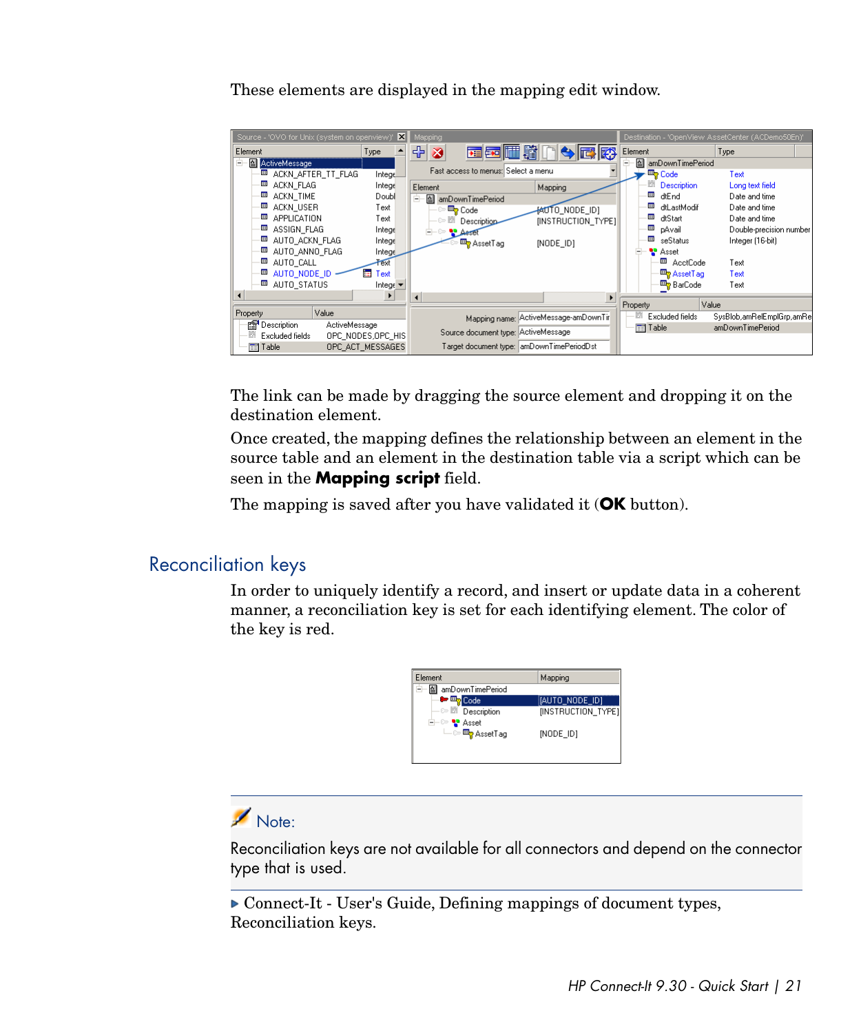These elements are displayed in the mapping edit window.

The link can be made by dragging the source element and dropping it on the destination element.

Once created, the mapping defines the relationship between an element in the source table and an element in the destination table via a script which can be seen in the **Mapping script** field.

The mapping is saved after you have validated it (**OK** button).

## Reconciliation keys

In order to uniquely identify a record, and insert or update data in a coherent manner, a reconciliation key is set for each identifying element. The color of the key is red.

> **Note:**
>
> Reconciliation keys are not available for all connectors and depend on the connector type that is used.

▶ Connect-It - User's Guide, Defining mappings of document types, Reconciliation keys.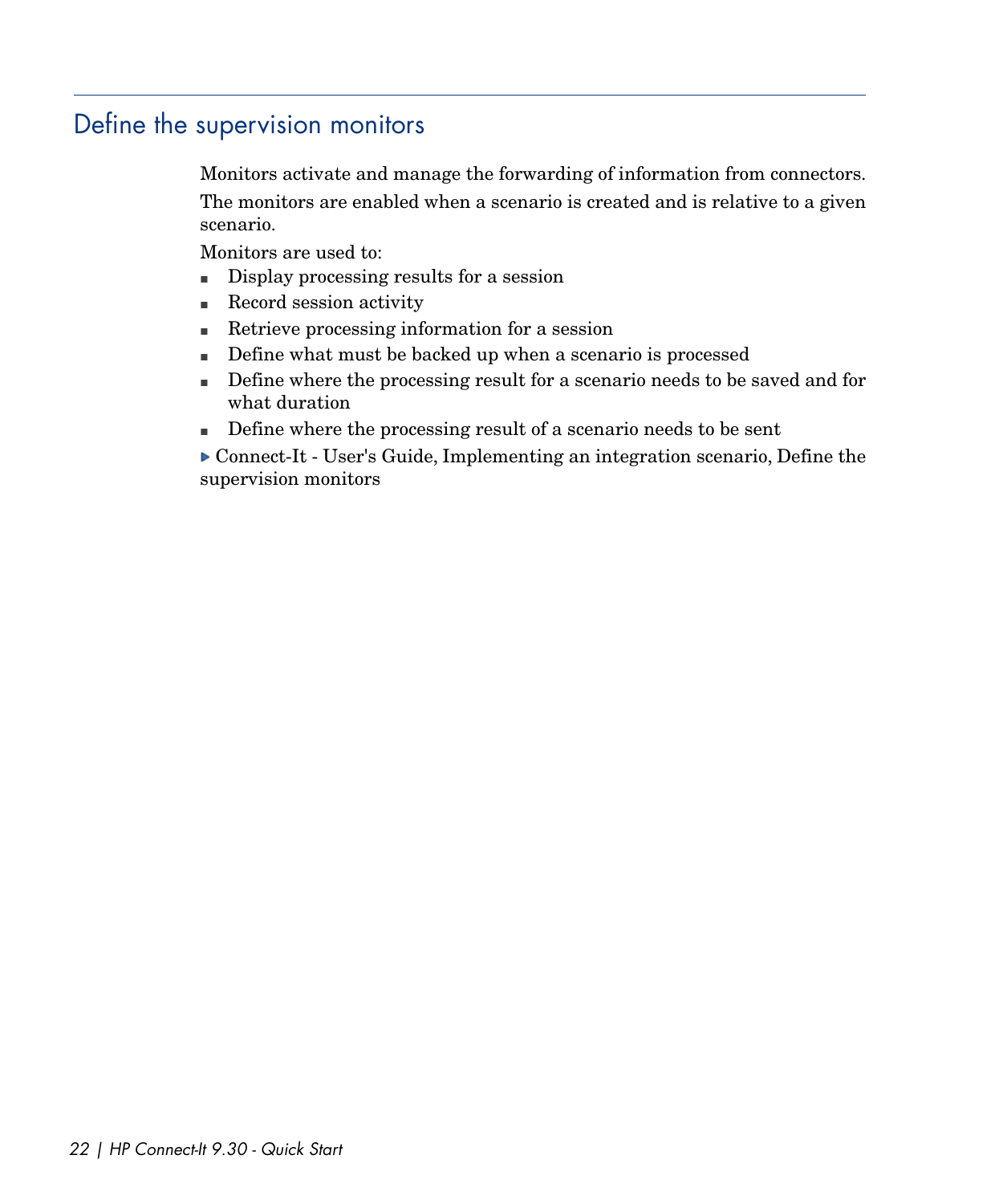## Define the supervision monitors

Monitors activate and manage the forwarding of information from connectors.

The monitors are enabled when a scenario is created and is relative to a given scenario.

Monitors are used to:

- Display processing results for a session
- Record session activity
- Retrieve processing information for a session
- Define what must be backed up when a scenario is processed
- Define where the processing result for a scenario needs to be saved and for what duration
- Define where the processing result of a scenario needs to be sent

▶ Connect-It - User's Guide, Implementing an integration scenario, Define the supervision monitors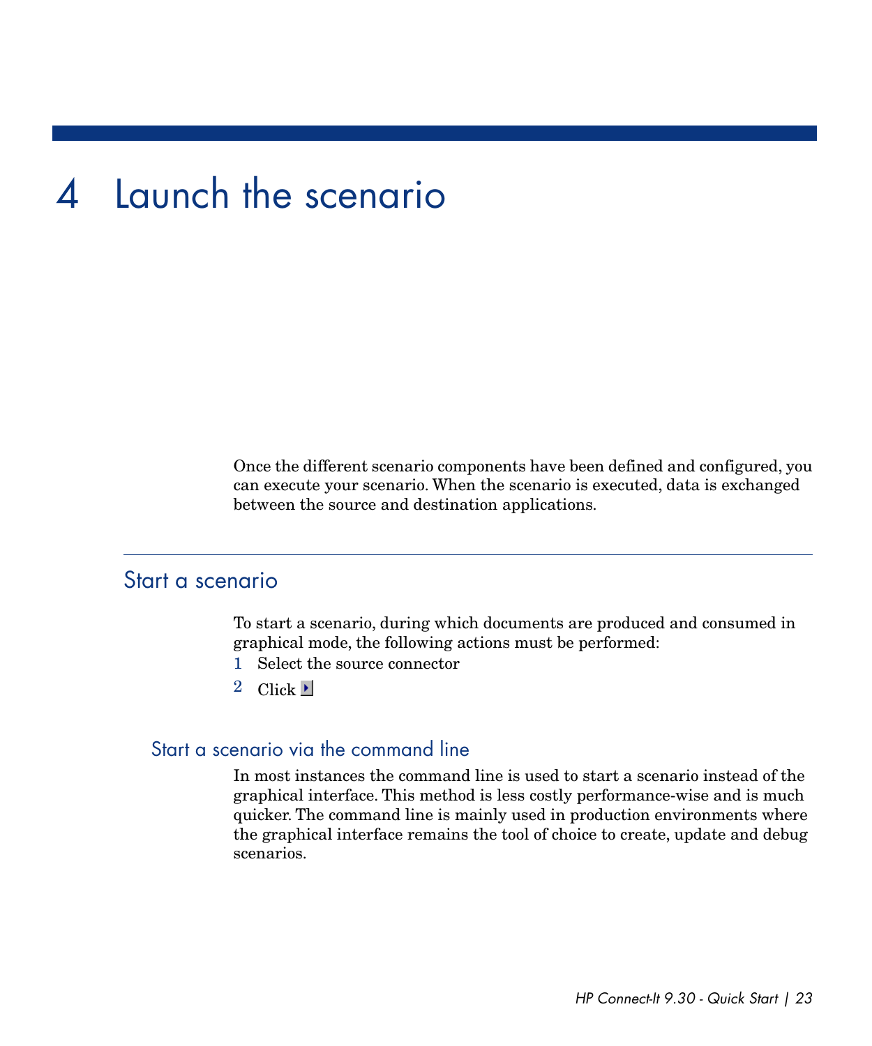# 4 Launch the scenario

Once the different scenario components have been defined and configured, you can execute your scenario. When the scenario is executed, data is exchanged between the source and destination applications.

## Start a scenario

To start a scenario, during which documents are produced and consumed in graphical mode, the following actions must be performed:

1. Select the source connector
2. Click ▶

### Start a scenario via the command line

In most instances the command line is used to start a scenario instead of the graphical interface. This method is less costly performance-wise and is much quicker. The command line is mainly used in production environments where the graphical interface remains the tool of choice to create, update and debug scenarios.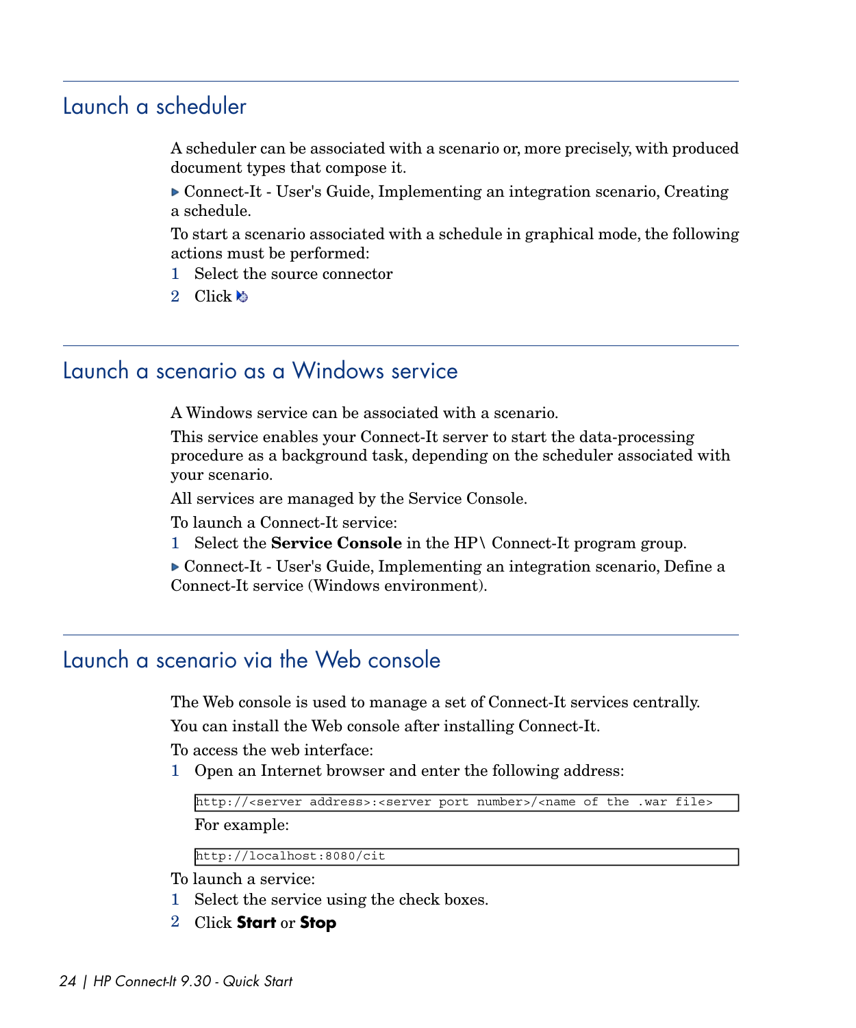## Launch a scheduler

A scheduler can be associated with a scenario or, more precisely, with produced document types that compose it.

▶ Connect-It - User's Guide, Implementing an integration scenario, Creating a schedule.

To start a scenario associated with a schedule in graphical mode, the following actions must be performed:

1. Select the source connector
2. Click

## Launch a scenario as a Windows service

A Windows service can be associated with a scenario.

This service enables your Connect-It server to start the data-processing procedure as a background task, depending on the scheduler associated with your scenario.

All services are managed by the Service Console.

To launch a Connect-It service:

1. Select the **Service Console** in the HP\ Connect-It program group.

▶ Connect-It - User's Guide, Implementing an integration scenario, Define a Connect-It service (Windows environment).

## Launch a scenario via the Web console

The Web console is used to manage a set of Connect-It services centrally.

You can install the Web console after installing Connect-It.

To access the web interface:

1. Open an Internet browser and enter the following address:

```
http://<server address>:<server port number>/<name of the .war file>
```

For example:

```
http://localhost:8080/cit
```

To launch a service:

1. Select the service using the check boxes.
2. Click **Start** or **Stop**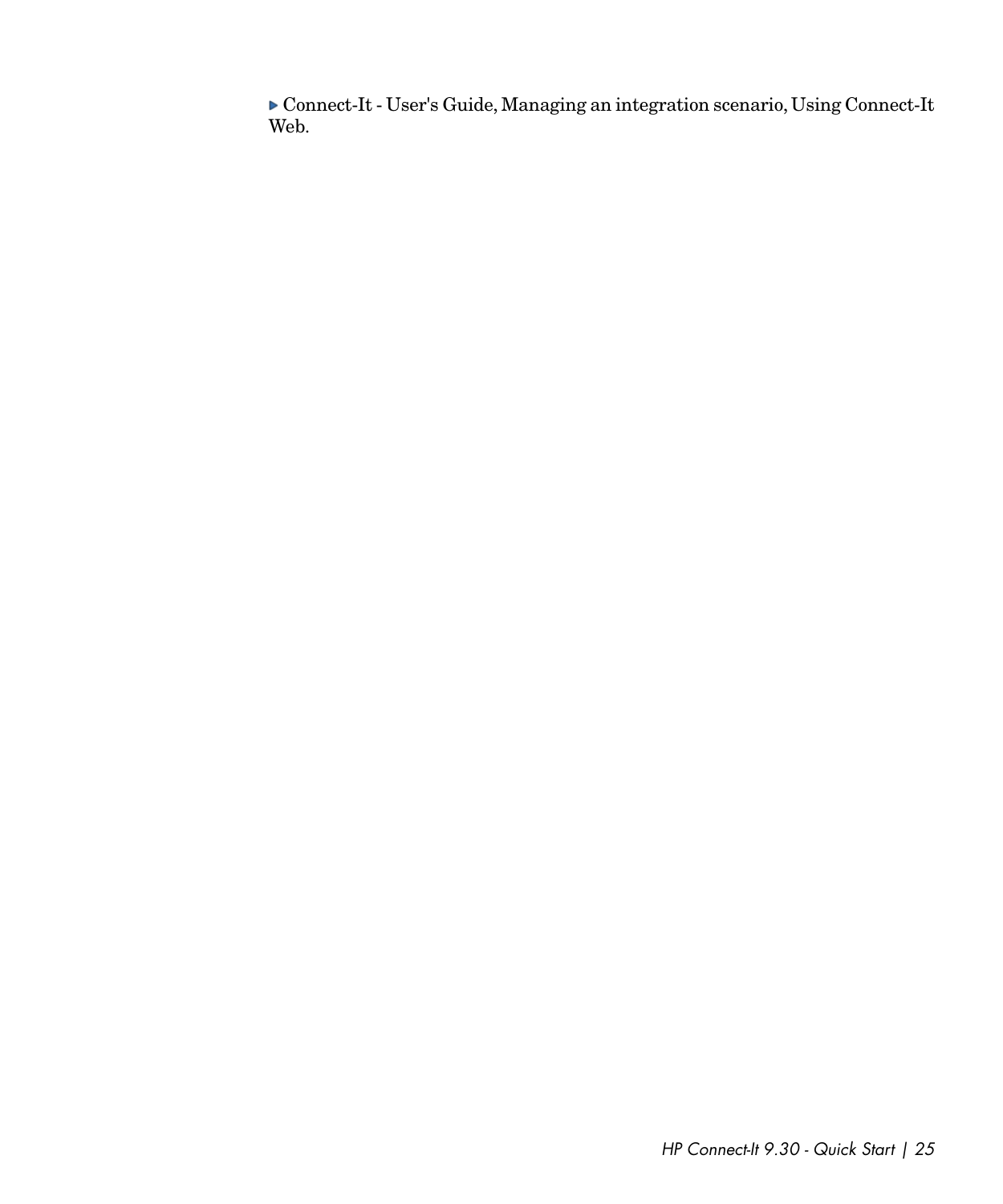▶ Connect-It - User's Guide, Managing an integration scenario, Using Connect-It Web.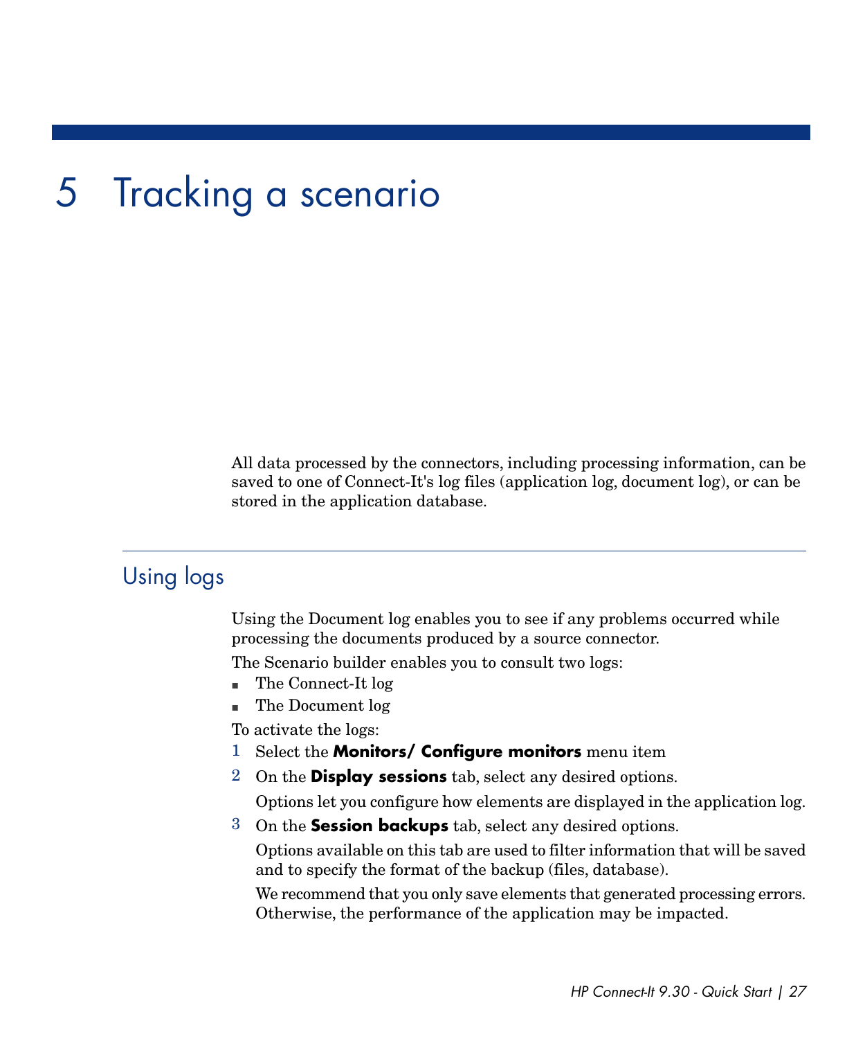# 5 Tracking a scenario

All data processed by the connectors, including processing information, can be saved to one of Connect-It's log files (application log, document log), or can be stored in the application database.

## Using logs

Using the Document log enables you to see if any problems occurred while processing the documents produced by a source connector.

The Scenario builder enables you to consult two logs:

- The Connect-It log
- The Document log

To activate the logs:

1. Select the **Monitors/ Configure monitors** menu item
2. On the **Display sessions** tab, select any desired options.

   Options let you configure how elements are displayed in the application log.
3. On the **Session backups** tab, select any desired options.

   Options available on this tab are used to filter information that will be saved and to specify the format of the backup (files, database).

   We recommend that you only save elements that generated processing errors. Otherwise, the performance of the application may be impacted.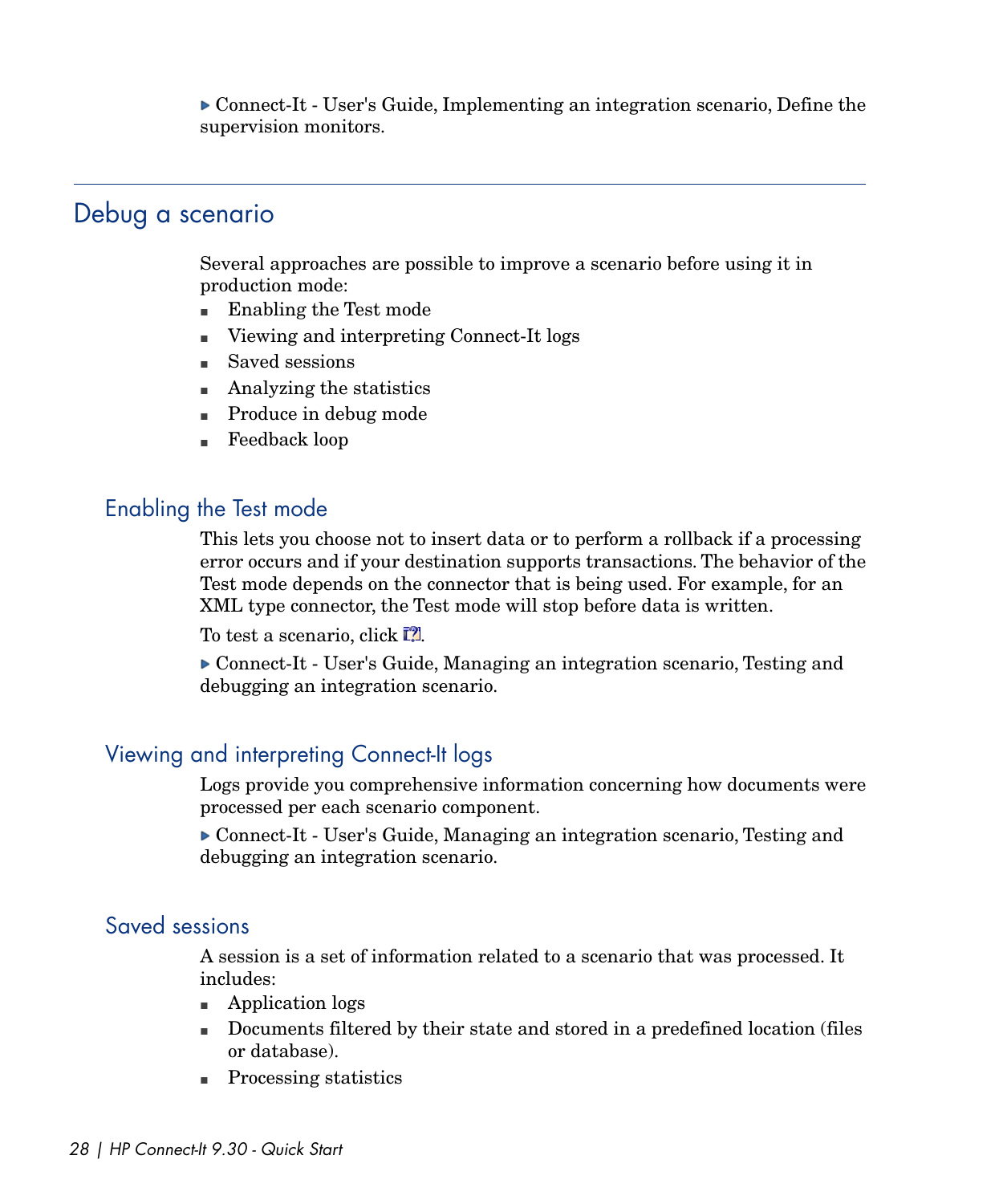▶ Connect-It - User's Guide, Implementing an integration scenario, Define the supervision monitors.

## Debug a scenario

Several approaches are possible to improve a scenario before using it in production mode:

- Enabling the Test mode
- Viewing and interpreting Connect-It logs
- Saved sessions
- Analyzing the statistics
- Produce in debug mode
- Feedback loop

### Enabling the Test mode

This lets you choose not to insert data or to perform a rollback if a processing error occurs and if your destination supports transactions. The behavior of the Test mode depends on the connector that is being used. For example, for an XML type connector, the Test mode will stop before data is written.

To test a scenario, click .

▶ Connect-It - User's Guide, Managing an integration scenario, Testing and debugging an integration scenario.

### Viewing and interpreting Connect-It logs

Logs provide you comprehensive information concerning how documents were processed per each scenario component.

▶ Connect-It - User's Guide, Managing an integration scenario, Testing and debugging an integration scenario.

### Saved sessions

A session is a set of information related to a scenario that was processed. It includes:

- Application logs
- Documents filtered by their state and stored in a predefined location (files or database).
- Processing statistics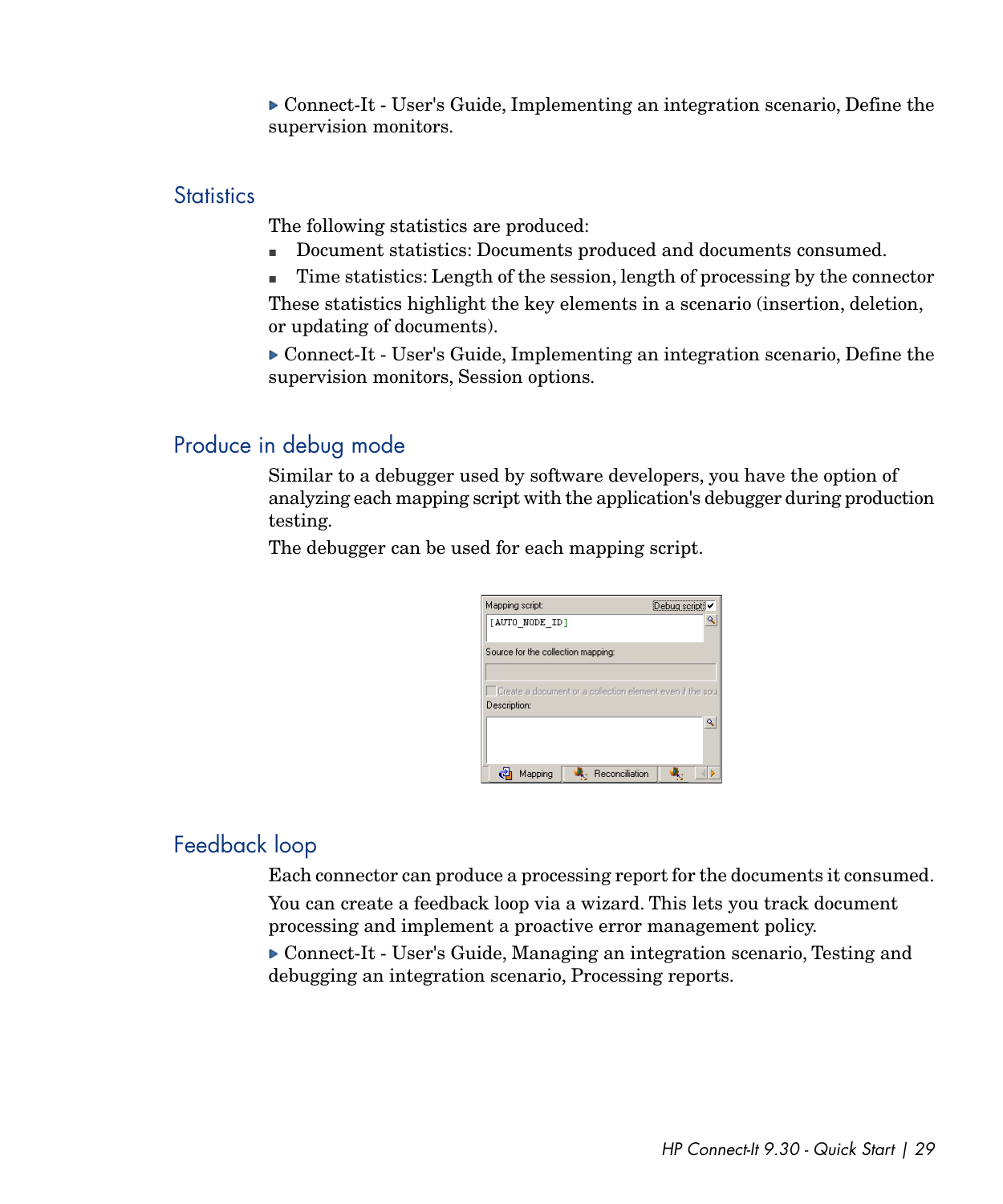▶ Connect-It - User's Guide, Implementing an integration scenario, Define the supervision monitors.

## Statistics

The following statistics are produced:

- Document statistics: Documents produced and documents consumed.
- Time statistics: Length of the session, length of processing by the connector

These statistics highlight the key elements in a scenario (insertion, deletion, or updating of documents).

▶ Connect-It - User's Guide, Implementing an integration scenario, Define the supervision monitors, Session options.

## Produce in debug mode

Similar to a debugger used by software developers, you have the option of analyzing each mapping script with the application's debugger during production testing.

The debugger can be used for each mapping script.

## Feedback loop

Each connector can produce a processing report for the documents it consumed.

You can create a feedback loop via a wizard. This lets you track document processing and implement a proactive error management policy.

▶ Connect-It - User's Guide, Managing an integration scenario, Testing and debugging an integration scenario, Processing reports.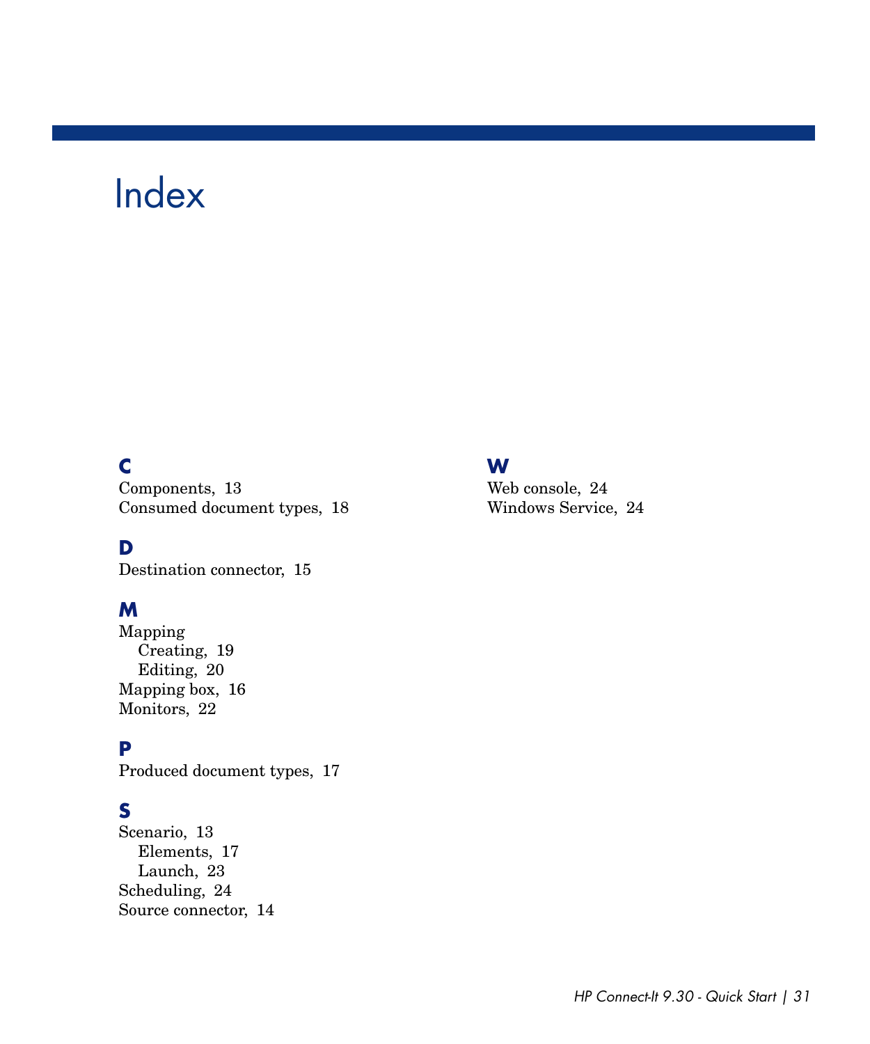# Index

## C

Components, 13
Consumed document types, 18

## D

Destination connector, 15

## M

Mapping
- Creating, 19
- Editing, 20

Mapping box, 16
Monitors, 22

## P

Produced document types, 17

## S

Scenario, 13
- Elements, 17
- Launch, 23

Scheduling, 24
Source connector, 14

## W

Web console, 24
Windows Service, 24